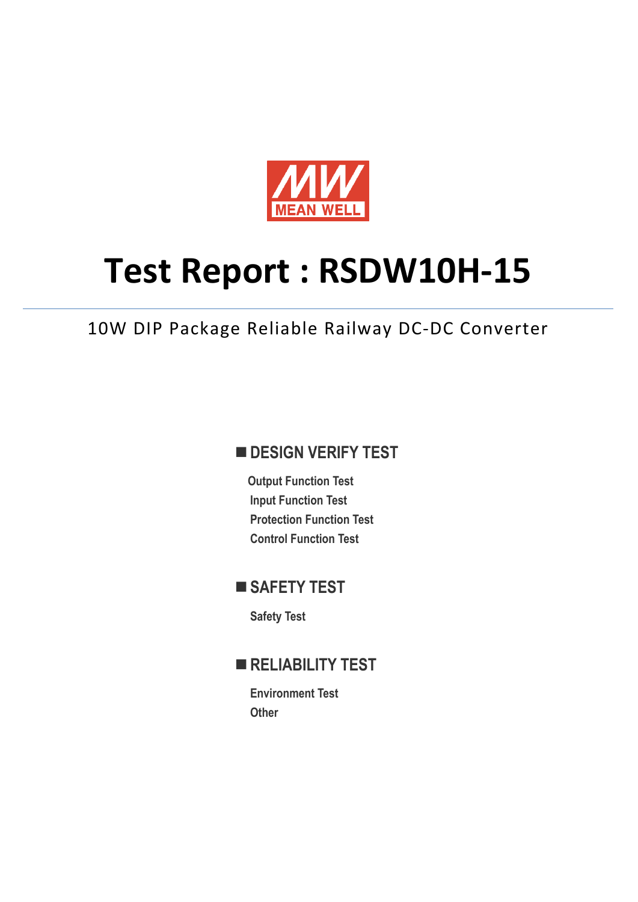MEAN WELL

# Test Report : RSDW10H-15

10W DIP Package Reliable Railway DC-DC Converter

## ■ DESIGN VERIFY TEST

**Output Function Test**

**Input Function Test**

**Protection Function Test**

**Control Function Test**

## ■ SAFETY TEST

**Safety Test**

## ■ RELIABILITY TEST

**Environment Test**

**Other**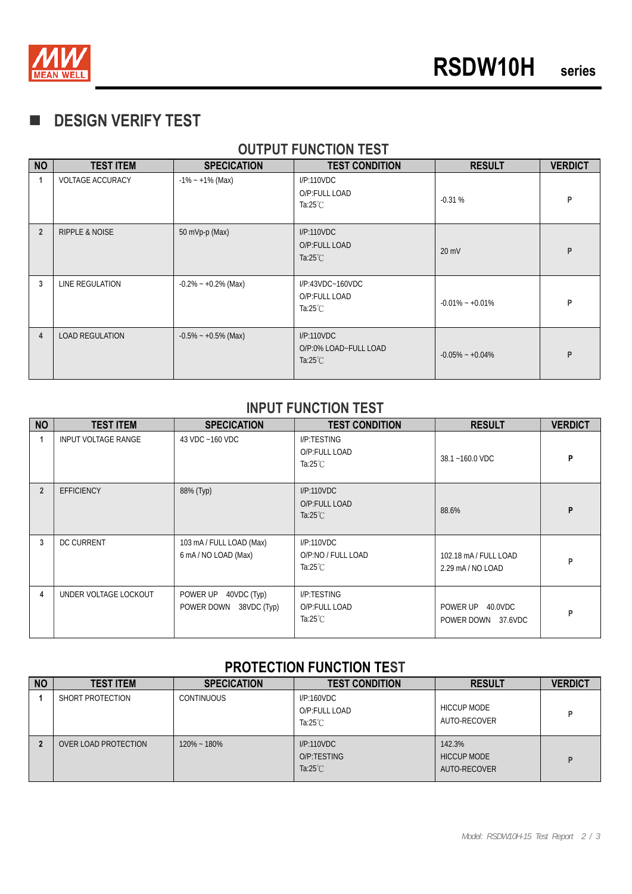## DESIGN VERIFY TEST

### OUTPUT FUNCTION TEST

| NO | TEST ITEM | SPECICATION | TEST CONDITION | RESULT | VERDICT |
|---|---|---|---|---|---|
| 1 | VOLTAGE ACCURACY | -1% ~ +1% (Max) | I/P:110VDC<br>O/P:FULL LOAD<br>Ta:25℃ | -0.31 % | P |
| 2 | RIPPLE & NOISE | 50 mVp-p (Max) | I/P:110VDC<br>O/P:FULL LOAD<br>Ta:25℃ | 20 mV | P |
| 3 | LINE REGULATION | -0.2% ~ +0.2% (Max) | I/P:43VDC~160VDC<br>O/P:FULL LOAD<br>Ta:25℃ | -0.01% ~ +0.01% | P |
| 4 | LOAD REGULATION | -0.5% ~ +0.5% (Max) | I/P:110VDC<br>O/P:0% LOAD~FULL LOAD<br>Ta:25℃ | -0.05% ~ +0.04% | P |

### INPUT FUNCTION TEST

| NO | TEST ITEM | SPECICATION | TEST CONDITION | RESULT | VERDICT |
|---|---|---|---|---|---|
| 1 | INPUT VOLTAGE RANGE | 43 VDC ~160 VDC | I/P:TESTING<br>O/P:FULL LOAD<br>Ta:25℃ | 38.1 ~160.0 VDC | P |
| 2 | EFFICIENCY | 88% (Typ) | I/P:110VDC<br>O/P:FULL LOAD<br>Ta:25℃ | 88.6% | P |
| 3 | DC CURRENT | 103 mA / FULL LOAD (Max)<br>6 mA / NO LOAD (Max) | I/P:110VDC<br>O/P:NO / FULL LOAD<br>Ta:25℃ | 102.18 mA / FULL LOAD<br>2.29 mA / NO LOAD | P |
| 4 | UNDER VOLTAGE LOCKOUT | POWER UP 40VDC (Typ)<br>POWER DOWN 38VDC (Typ) | I/P:TESTING<br>O/P:FULL LOAD<br>Ta:25℃ | POWER UP 40.0VDC<br>POWER DOWN 37.6VDC | P |

### PROTECTION FUNCTION TEST

| NO | TEST ITEM | SPECICATION | TEST CONDITION | RESULT | VERDICT |
|---|---|---|---|---|---|
| 1 | SHORT PROTECTION | CONTINUOUS | I/P:160VDC<br>O/P:FULL LOAD<br>Ta:25℃ | HICCUP MODE<br>AUTO-RECOVER | P |
| 2 | OVER LOAD PROTECTION | 120% ~ 180% | I/P:110VDC<br>O/P:TESTING<br>Ta:25℃ | 142.3%<br>HICCUP MODE<br>AUTO-RECOVER | P |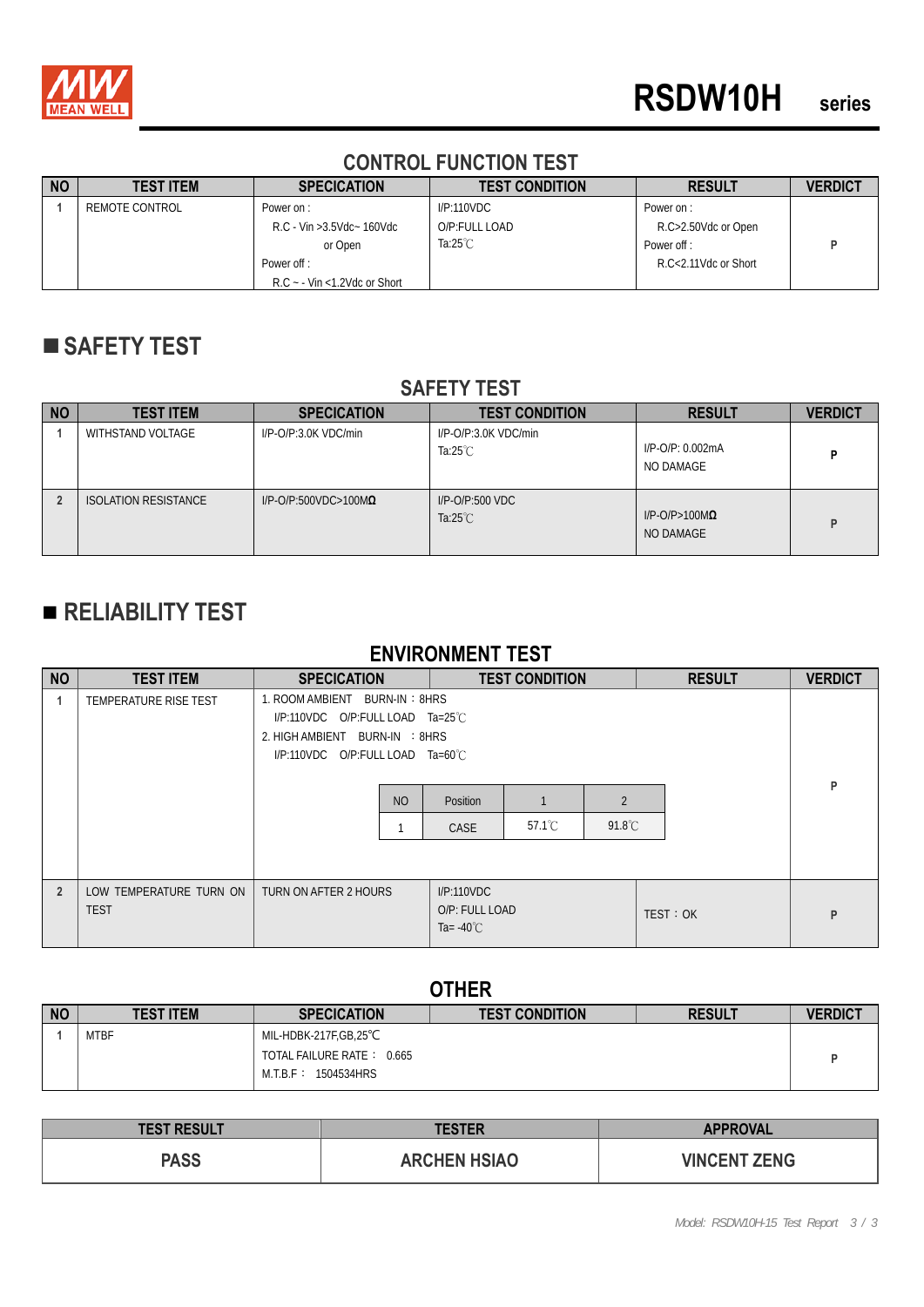# RSDW10H series

## CONTROL FUNCTION TEST

| NO | TEST ITEM | SPECICATION | TEST CONDITION | RESULT | VERDICT |
|---|---|---|---|---|---|
| 1 | REMOTE CONTROL | Power on :<br>R.C - Vin >3.5Vdc~ 160Vdc<br>or Open<br>Power off :<br>R.C ~ - Vin <1.2Vdc or Short | I/P:110VDC<br>O/P:FULL LOAD<br>Ta:25℃ | Power on :<br>R.C>2.50Vdc or Open<br>Power off :<br>R.C<2.11Vdc or Short | P |

## ■ SAFETY TEST

### SAFETY TEST

| NO | TEST ITEM | SPECICATION | TEST CONDITION | RESULT | VERDICT |
|---|---|---|---|---|---|
| 1 | WITHSTAND VOLTAGE | I/P-O/P:3.0K VDC/min | I/P-O/P:3.0K VDC/min<br>Ta:25℃ | I/P-O/P: 0.002mA<br>NO DAMAGE | P |
| 2 | ISOLATION RESISTANCE | I/P-O/P:500VDC>100MΩ | I/P-O/P:500 VDC<br>Ta:25℃ | I/P-O/P>100MΩ<br>NO DAMAGE | P |

## ■ RELIABILITY TEST

### ENVIRONMENT TEST

| NO | TEST ITEM | SPECICATION | TEST CONDITION | RESULT | VERDICT |
|---|---|---|---|---|---|
| 1 | TEMPERATURE RISE TEST | 1. ROOM AMBIENT BURN-IN：8HRS<br>I/P:110VDC O/P:FULL LOAD Ta=25℃<br>2. HIGH AMBIENT BURN-IN ：8HRS<br>I/P:110VDC O/P:FULL LOAD Ta=60℃<br>NO: 1, Position: CASE, 1: 57.1℃, 2: 91.8℃ | | | P |
| 2 | LOW TEMPERATURE TURN ON TEST | TURN ON AFTER 2 HOURS | I/P:110VDC<br>O/P: FULL LOAD<br>Ta= -40℃ | TEST：OK | P |

| NO | Position | 1 | 2 |
|---|---|---|---|
| 1 | CASE | 57.1℃ | 91.8℃ |

### OTHER

| NO | TEST ITEM | SPECICATION | TEST CONDITION | RESULT | VERDICT |
|---|---|---|---|---|---|
| 1 | MTBF | MIL-HDBK-217F,GB,25℃<br>TOTAL FAILURE RATE： 0.665<br>M.T.B.F： 1504534HRS | | | P |

| TEST RESULT | TESTER | APPROVAL |
|---|---|---|
| PASS | ARCHEN HSIAO | VINCENT ZENG |